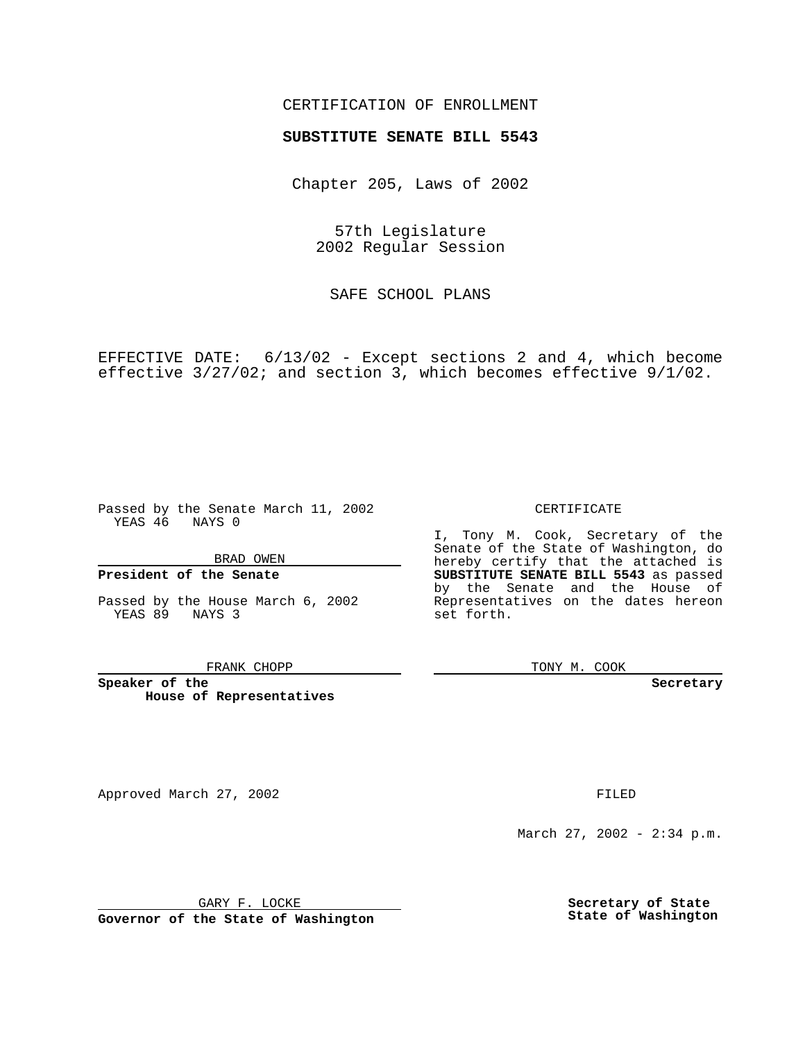CERTIFICATION OF ENROLLMENT

**SUBSTITUTE SENATE BILL 5543**

Chapter 205, Laws of 2002

57th Legislature
2002 Regular Session

SAFE SCHOOL PLANS

EFFECTIVE DATE: 6/13/02 - Except sections 2 and 4, which become effective 3/27/02; and section 3, which becomes effective 9/1/02.

Passed by the Senate March 11, 2002
YEAS 46 NAYS 0

BRAD OWEN

**President of the Senate**

Passed by the House March 6, 2002
YEAS 89 NAYS 3

FRANK CHOPP

**Speaker of the House of Representatives**

CERTIFICATE

I, Tony M. Cook, Secretary of the Senate of the State of Washington, do hereby certify that the attached is **SUBSTITUTE SENATE BILL 5543** as passed by the Senate and the House of Representatives on the dates hereon set forth.

TONY M. COOK

**Secretary**

Approved March 27, 2002

GARY F. LOCKE

**Governor of the State of Washington**

FILED

March 27, 2002 - 2:34 p.m.

**Secretary of State**
**State of Washington**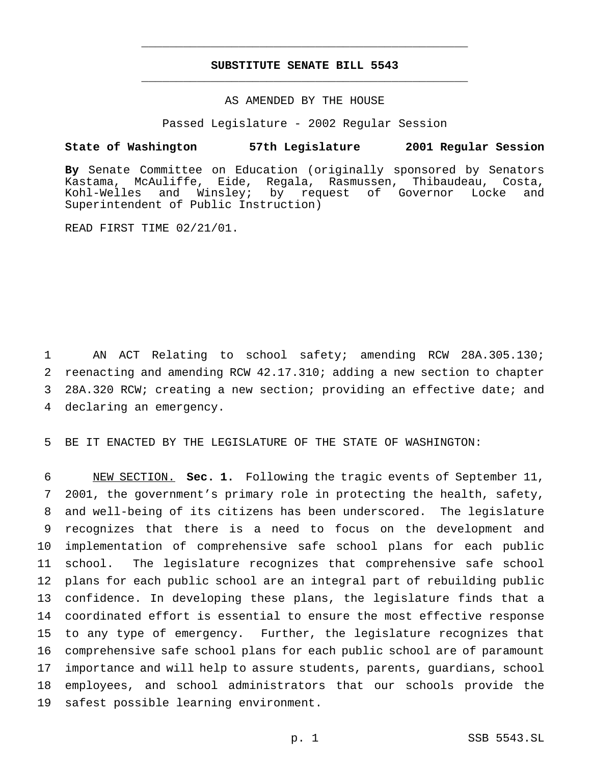# SUBSTITUTE SENATE BILL 5543

AS AMENDED BY THE HOUSE

Passed Legislature - 2002 Regular Session

**State of Washington 57th Legislature 2001 Regular Session**

**By** Senate Committee on Education (originally sponsored by Senators Kastama, McAuliffe, Eide, Regala, Rasmussen, Thibaudeau, Costa, Kohl-Welles and Winsley; by request of Governor Locke and Superintendent of Public Instruction)

READ FIRST TIME 02/21/01.

AN ACT Relating to school safety; amending RCW 28A.305.130; reenacting and amending RCW 42.17.310; adding a new section to chapter 28A.320 RCW; creating a new section; providing an effective date; and declaring an emergency.

BE IT ENACTED BY THE LEGISLATURE OF THE STATE OF WASHINGTON:

NEW SECTION. **Sec. 1.** Following the tragic events of September 11, 2001, the government's primary role in protecting the health, safety, and well-being of its citizens has been underscored. The legislature recognizes that there is a need to focus on the development and implementation of comprehensive safe school plans for each public school. The legislature recognizes that comprehensive safe school plans for each public school are an integral part of rebuilding public confidence. In developing these plans, the legislature finds that a coordinated effort is essential to ensure the most effective response to any type of emergency. Further, the legislature recognizes that comprehensive safe school plans for each public school are of paramount importance and will help to assure students, parents, guardians, school employees, and school administrators that our schools provide the safest possible learning environment.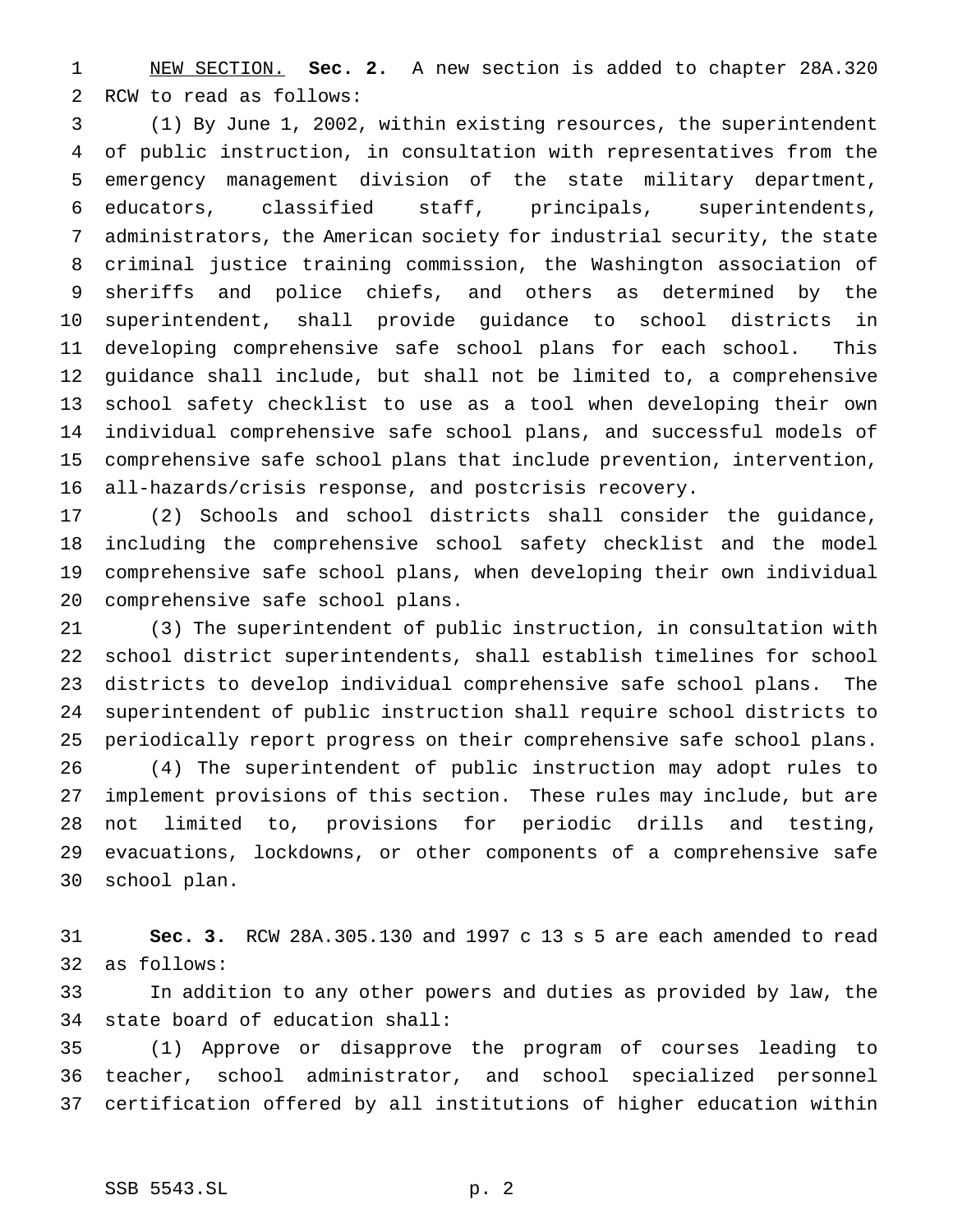NEW SECTION. **Sec. 2.** A new section is added to chapter 28A.320 RCW to read as follows:

(1) By June 1, 2002, within existing resources, the superintendent of public instruction, in consultation with representatives from the emergency management division of the state military department, educators, classified staff, principals, superintendents, administrators, the American society for industrial security, the state criminal justice training commission, the Washington association of sheriffs and police chiefs, and others as determined by the superintendent, shall provide guidance to school districts in developing comprehensive safe school plans for each school. This guidance shall include, but shall not be limited to, a comprehensive school safety checklist to use as a tool when developing their own individual comprehensive safe school plans, and successful models of comprehensive safe school plans that include prevention, intervention, all-hazards/crisis response, and postcrisis recovery.

(2) Schools and school districts shall consider the guidance, including the comprehensive school safety checklist and the model comprehensive safe school plans, when developing their own individual comprehensive safe school plans.

(3) The superintendent of public instruction, in consultation with school district superintendents, shall establish timelines for school districts to develop individual comprehensive safe school plans. The superintendent of public instruction shall require school districts to periodically report progress on their comprehensive safe school plans.

(4) The superintendent of public instruction may adopt rules to implement provisions of this section. These rules may include, but are not limited to, provisions for periodic drills and testing, evacuations, lockdowns, or other components of a comprehensive safe school plan.

**Sec. 3.** RCW 28A.305.130 and 1997 c 13 s 5 are each amended to read as follows:

In addition to any other powers and duties as provided by law, the state board of education shall:

(1) Approve or disapprove the program of courses leading to teacher, school administrator, and school specialized personnel certification offered by all institutions of higher education within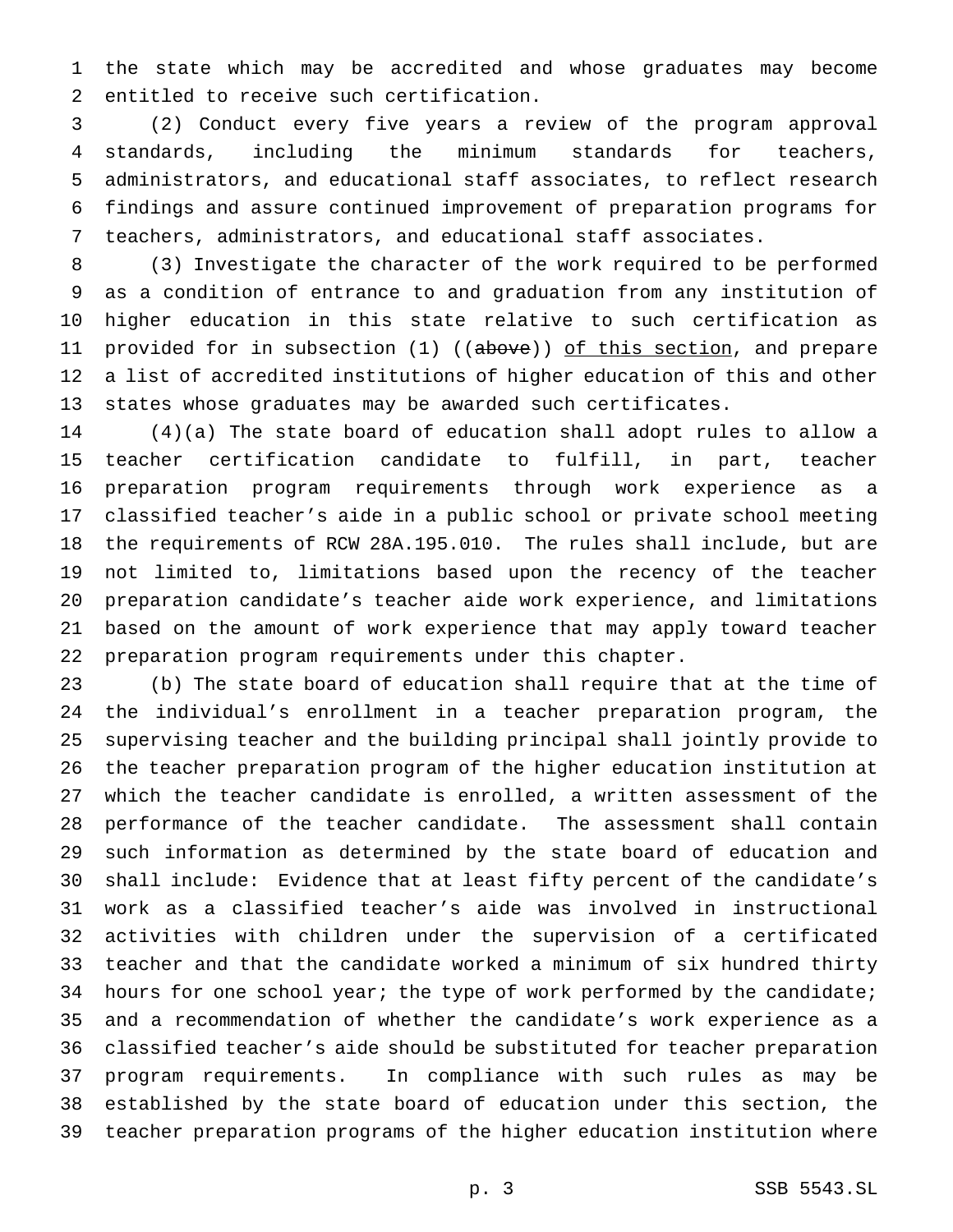the state which may be accredited and whose graduates may become entitled to receive such certification.

(2) Conduct every five years a review of the program approval standards, including the minimum standards for teachers, administrators, and educational staff associates, to reflect research findings and assure continued improvement of preparation programs for teachers, administrators, and educational staff associates.

(3) Investigate the character of the work required to be performed as a condition of entrance to and graduation from any institution of higher education in this state relative to such certification as provided for in subsection (1) ((~~above~~)) of this section, and prepare a list of accredited institutions of higher education of this and other states whose graduates may be awarded such certificates.

(4)(a) The state board of education shall adopt rules to allow a teacher certification candidate to fulfill, in part, teacher preparation program requirements through work experience as a classified teacher's aide in a public school or private school meeting the requirements of RCW 28A.195.010. The rules shall include, but are not limited to, limitations based upon the recency of the teacher preparation candidate's teacher aide work experience, and limitations based on the amount of work experience that may apply toward teacher preparation program requirements under this chapter.

(b) The state board of education shall require that at the time of the individual's enrollment in a teacher preparation program, the supervising teacher and the building principal shall jointly provide to the teacher preparation program of the higher education institution at which the teacher candidate is enrolled, a written assessment of the performance of the teacher candidate. The assessment shall contain such information as determined by the state board of education and shall include: Evidence that at least fifty percent of the candidate's work as a classified teacher's aide was involved in instructional activities with children under the supervision of a certificated teacher and that the candidate worked a minimum of six hundred thirty hours for one school year; the type of work performed by the candidate; and a recommendation of whether the candidate's work experience as a classified teacher's aide should be substituted for teacher preparation program requirements. In compliance with such rules as may be established by the state board of education under this section, the teacher preparation programs of the higher education institution where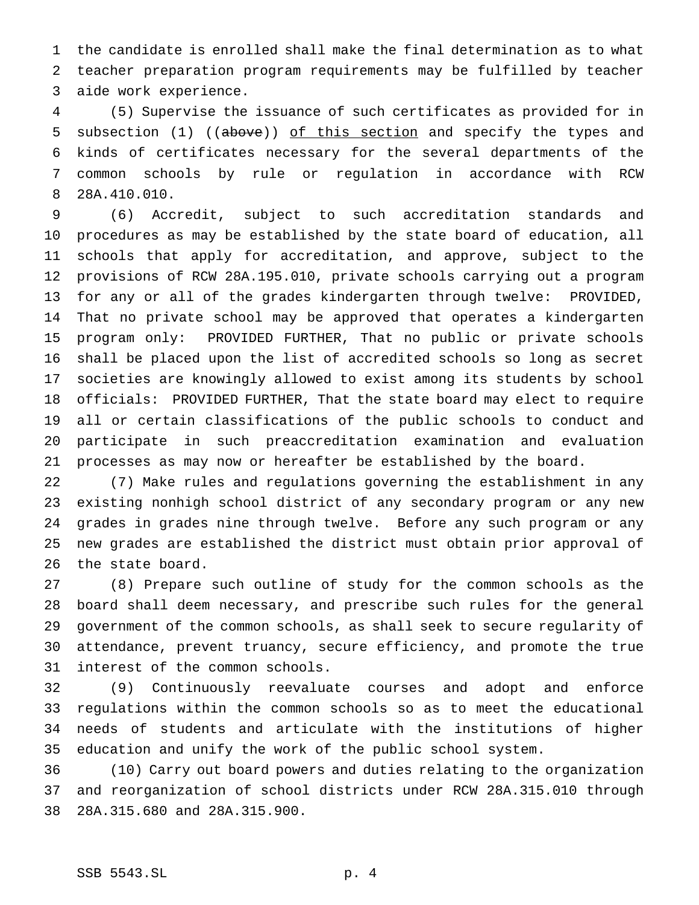the candidate is enrolled shall make the final determination as to what teacher preparation program requirements may be fulfilled by teacher aide work experience.

(5) Supervise the issuance of such certificates as provided for in subsection (1) ((~~above~~)) <u>of this section</u> and specify the types and kinds of certificates necessary for the several departments of the common schools by rule or regulation in accordance with RCW 28A.410.010.

(6) Accredit, subject to such accreditation standards and procedures as may be established by the state board of education, all schools that apply for accreditation, and approve, subject to the provisions of RCW 28A.195.010, private schools carrying out a program for any or all of the grades kindergarten through twelve: PROVIDED, That no private school may be approved that operates a kindergarten program only: PROVIDED FURTHER, That no public or private schools shall be placed upon the list of accredited schools so long as secret societies are knowingly allowed to exist among its students by school officials: PROVIDED FURTHER, That the state board may elect to require all or certain classifications of the public schools to conduct and participate in such preaccreditation examination and evaluation processes as may now or hereafter be established by the board.

(7) Make rules and regulations governing the establishment in any existing nonhigh school district of any secondary program or any new grades in grades nine through twelve. Before any such program or any new grades are established the district must obtain prior approval of the state board.

(8) Prepare such outline of study for the common schools as the board shall deem necessary, and prescribe such rules for the general government of the common schools, as shall seek to secure regularity of attendance, prevent truancy, secure efficiency, and promote the true interest of the common schools.

(9) Continuously reevaluate courses and adopt and enforce regulations within the common schools so as to meet the educational needs of students and articulate with the institutions of higher education and unify the work of the public school system.

(10) Carry out board powers and duties relating to the organization and reorganization of school districts under RCW 28A.315.010 through 28A.315.680 and 28A.315.900.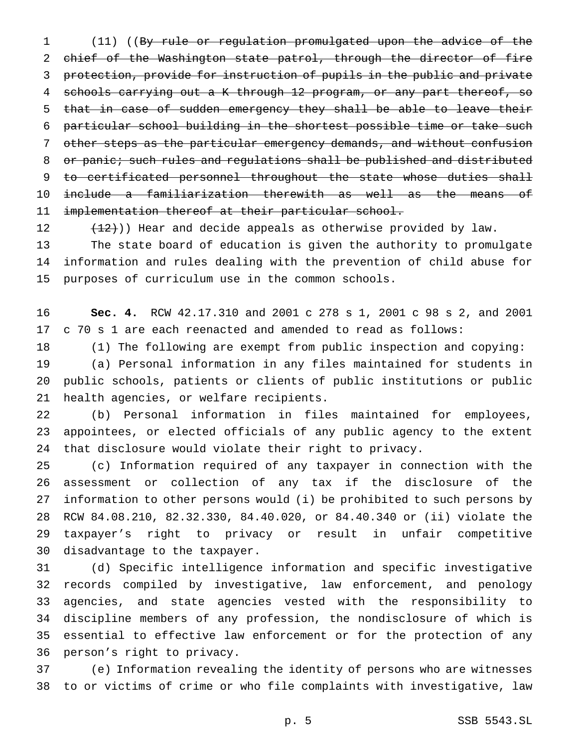(11) ((~~By rule or regulation promulgated upon the advice of the chief of the Washington state patrol, through the director of fire protection, provide for instruction of pupils in the public and private schools carrying out a K through 12 program, or any part thereof, so that in case of sudden emergency they shall be able to leave their particular school building in the shortest possible time or take such other steps as the particular emergency demands, and without confusion or panic; such rules and regulations shall be published and distributed to certificated personnel throughout the state whose duties shall include a familiarization therewith as well as the means of implementation thereof at their particular school.~~

~~(12)~~)) Hear and decide appeals as otherwise provided by law.

The state board of education is given the authority to promulgate information and rules dealing with the prevention of child abuse for purposes of curriculum use in the common schools.

**Sec. 4.** RCW 42.17.310 and 2001 c 278 s 1, 2001 c 98 s 2, and 2001 c 70 s 1 are each reenacted and amended to read as follows:

(1) The following are exempt from public inspection and copying:

(a) Personal information in any files maintained for students in public schools, patients or clients of public institutions or public health agencies, or welfare recipients.

(b) Personal information in files maintained for employees, appointees, or elected officials of any public agency to the extent that disclosure would violate their right to privacy.

(c) Information required of any taxpayer in connection with the assessment or collection of any tax if the disclosure of the information to other persons would (i) be prohibited to such persons by RCW 84.08.210, 82.32.330, 84.40.020, or 84.40.340 or (ii) violate the taxpayer's right to privacy or result in unfair competitive disadvantage to the taxpayer.

(d) Specific intelligence information and specific investigative records compiled by investigative, law enforcement, and penology agencies, and state agencies vested with the responsibility to discipline members of any profession, the nondisclosure of which is essential to effective law enforcement or for the protection of any person's right to privacy.

(e) Information revealing the identity of persons who are witnesses to or victims of crime or who file complaints with investigative, law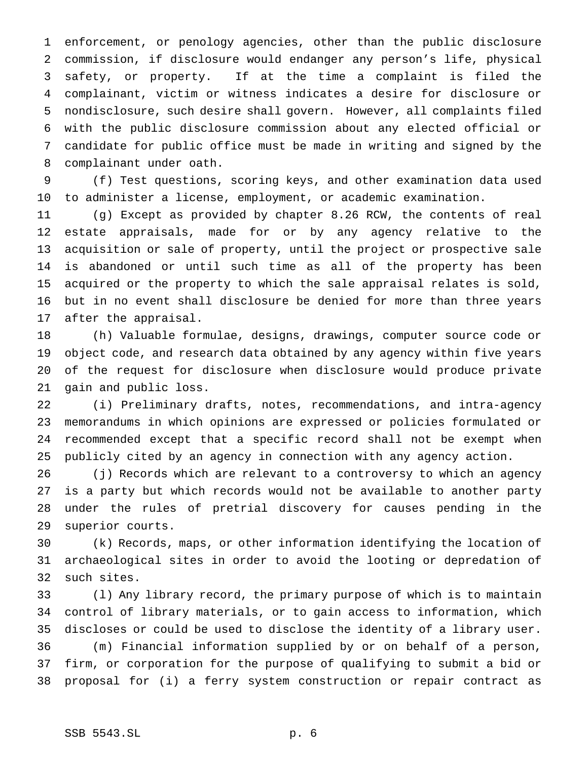enforcement, or penology agencies, other than the public disclosure commission, if disclosure would endanger any person's life, physical safety, or property. If at the time a complaint is filed the complainant, victim or witness indicates a desire for disclosure or nondisclosure, such desire shall govern. However, all complaints filed with the public disclosure commission about any elected official or candidate for public office must be made in writing and signed by the complainant under oath.

(f) Test questions, scoring keys, and other examination data used to administer a license, employment, or academic examination.

(g) Except as provided by chapter 8.26 RCW, the contents of real estate appraisals, made for or by any agency relative to the acquisition or sale of property, until the project or prospective sale is abandoned or until such time as all of the property has been acquired or the property to which the sale appraisal relates is sold, but in no event shall disclosure be denied for more than three years after the appraisal.

(h) Valuable formulae, designs, drawings, computer source code or object code, and research data obtained by any agency within five years of the request for disclosure when disclosure would produce private gain and public loss.

(i) Preliminary drafts, notes, recommendations, and intra-agency memorandums in which opinions are expressed or policies formulated or recommended except that a specific record shall not be exempt when publicly cited by an agency in connection with any agency action.

(j) Records which are relevant to a controversy to which an agency is a party but which records would not be available to another party under the rules of pretrial discovery for causes pending in the superior courts.

(k) Records, maps, or other information identifying the location of archaeological sites in order to avoid the looting or depredation of such sites.

(l) Any library record, the primary purpose of which is to maintain control of library materials, or to gain access to information, which discloses or could be used to disclose the identity of a library user.

(m) Financial information supplied by or on behalf of a person, firm, or corporation for the purpose of qualifying to submit a bid or proposal for (i) a ferry system construction or repair contract as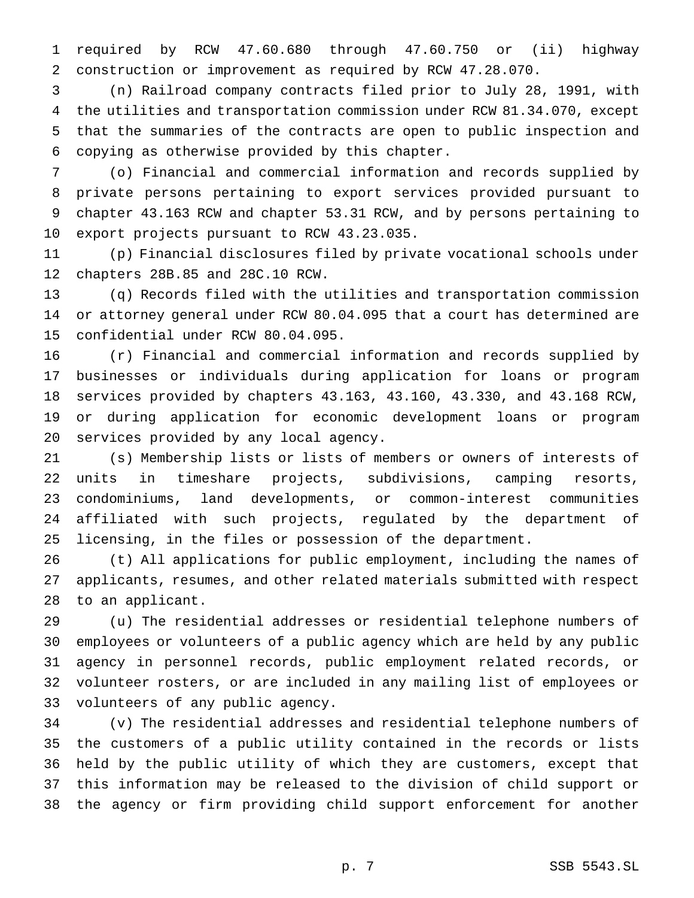required by RCW 47.60.680 through 47.60.750 or (ii) highway construction or improvement as required by RCW 47.28.070.

(n) Railroad company contracts filed prior to July 28, 1991, with the utilities and transportation commission under RCW 81.34.070, except that the summaries of the contracts are open to public inspection and copying as otherwise provided by this chapter.

(o) Financial and commercial information and records supplied by private persons pertaining to export services provided pursuant to chapter 43.163 RCW and chapter 53.31 RCW, and by persons pertaining to export projects pursuant to RCW 43.23.035.

(p) Financial disclosures filed by private vocational schools under chapters 28B.85 and 28C.10 RCW.

(q) Records filed with the utilities and transportation commission or attorney general under RCW 80.04.095 that a court has determined are confidential under RCW 80.04.095.

(r) Financial and commercial information and records supplied by businesses or individuals during application for loans or program services provided by chapters 43.163, 43.160, 43.330, and 43.168 RCW, or during application for economic development loans or program services provided by any local agency.

(s) Membership lists or lists of members or owners of interests of units in timeshare projects, subdivisions, camping resorts, condominiums, land developments, or common-interest communities affiliated with such projects, regulated by the department of licensing, in the files or possession of the department.

(t) All applications for public employment, including the names of applicants, resumes, and other related materials submitted with respect to an applicant.

(u) The residential addresses or residential telephone numbers of employees or volunteers of a public agency which are held by any public agency in personnel records, public employment related records, or volunteer rosters, or are included in any mailing list of employees or volunteers of any public agency.

(v) The residential addresses and residential telephone numbers of the customers of a public utility contained in the records or lists held by the public utility of which they are customers, except that this information may be released to the division of child support or the agency or firm providing child support enforcement for another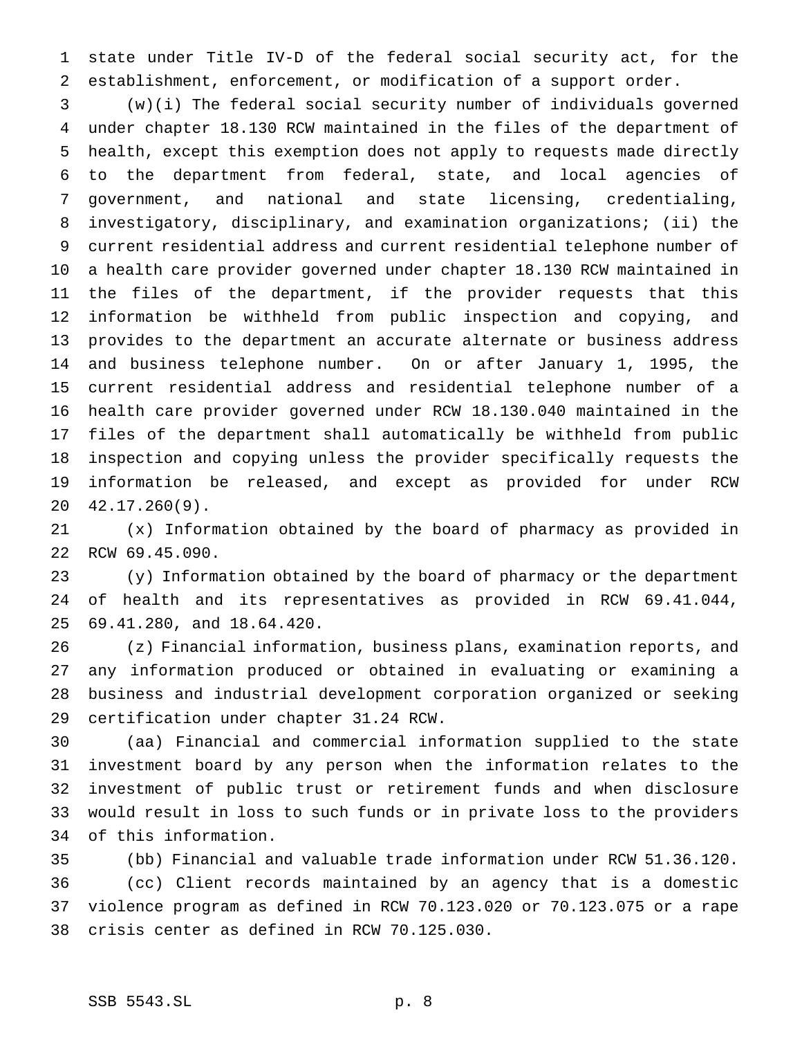state under Title IV-D of the federal social security act, for the establishment, enforcement, or modification of a support order.

(w)(i) The federal social security number of individuals governed under chapter 18.130 RCW maintained in the files of the department of health, except this exemption does not apply to requests made directly to the department from federal, state, and local agencies of government, and national and state licensing, credentialing, investigatory, disciplinary, and examination organizations; (ii) the current residential address and current residential telephone number of a health care provider governed under chapter 18.130 RCW maintained in the files of the department, if the provider requests that this information be withheld from public inspection and copying, and provides to the department an accurate alternate or business address and business telephone number. On or after January 1, 1995, the current residential address and residential telephone number of a health care provider governed under RCW 18.130.040 maintained in the files of the department shall automatically be withheld from public inspection and copying unless the provider specifically requests the information be released, and except as provided for under RCW 42.17.260(9).

(x) Information obtained by the board of pharmacy as provided in RCW 69.45.090.

(y) Information obtained by the board of pharmacy or the department of health and its representatives as provided in RCW 69.41.044, 69.41.280, and 18.64.420.

(z) Financial information, business plans, examination reports, and any information produced or obtained in evaluating or examining a business and industrial development corporation organized or seeking certification under chapter 31.24 RCW.

(aa) Financial and commercial information supplied to the state investment board by any person when the information relates to the investment of public trust or retirement funds and when disclosure would result in loss to such funds or in private loss to the providers of this information.

(bb) Financial and valuable trade information under RCW 51.36.120.

(cc) Client records maintained by an agency that is a domestic violence program as defined in RCW 70.123.020 or 70.123.075 or a rape crisis center as defined in RCW 70.125.030.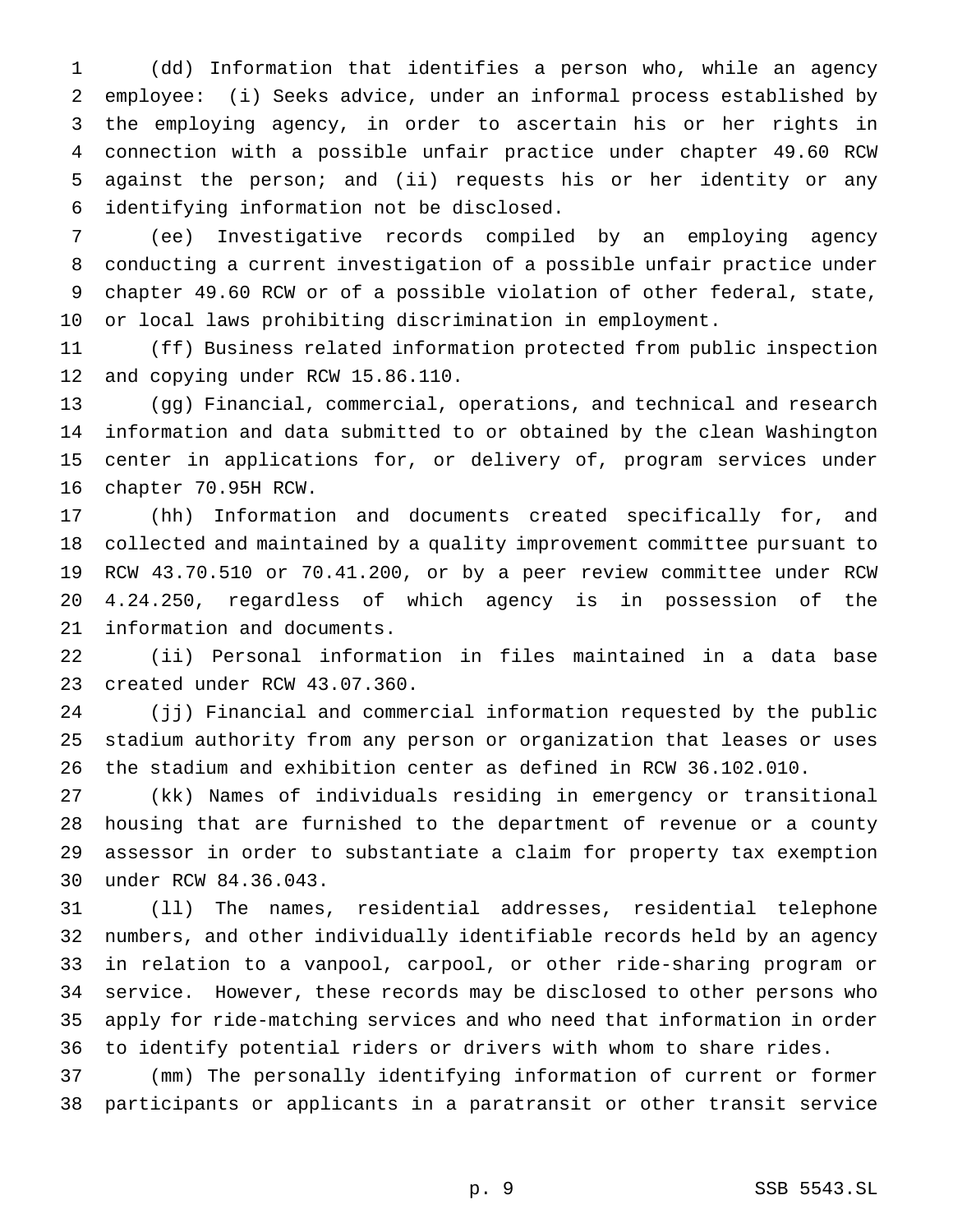(dd) Information that identifies a person who, while an agency employee: (i) Seeks advice, under an informal process established by the employing agency, in order to ascertain his or her rights in connection with a possible unfair practice under chapter 49.60 RCW against the person; and (ii) requests his or her identity or any identifying information not be disclosed.

(ee) Investigative records compiled by an employing agency conducting a current investigation of a possible unfair practice under chapter 49.60 RCW or of a possible violation of other federal, state, or local laws prohibiting discrimination in employment.

(ff) Business related information protected from public inspection and copying under RCW 15.86.110.

(gg) Financial, commercial, operations, and technical and research information and data submitted to or obtained by the clean Washington center in applications for, or delivery of, program services under chapter 70.95H RCW.

(hh) Information and documents created specifically for, and collected and maintained by a quality improvement committee pursuant to RCW 43.70.510 or 70.41.200, or by a peer review committee under RCW 4.24.250, regardless of which agency is in possession of the information and documents.

(ii) Personal information in files maintained in a data base created under RCW 43.07.360.

(jj) Financial and commercial information requested by the public stadium authority from any person or organization that leases or uses the stadium and exhibition center as defined in RCW 36.102.010.

(kk) Names of individuals residing in emergency or transitional housing that are furnished to the department of revenue or a county assessor in order to substantiate a claim for property tax exemption under RCW 84.36.043.

(ll) The names, residential addresses, residential telephone numbers, and other individually identifiable records held by an agency in relation to a vanpool, carpool, or other ride-sharing program or service. However, these records may be disclosed to other persons who apply for ride-matching services and who need that information in order to identify potential riders or drivers with whom to share rides.

(mm) The personally identifying information of current or former participants or applicants in a paratransit or other transit service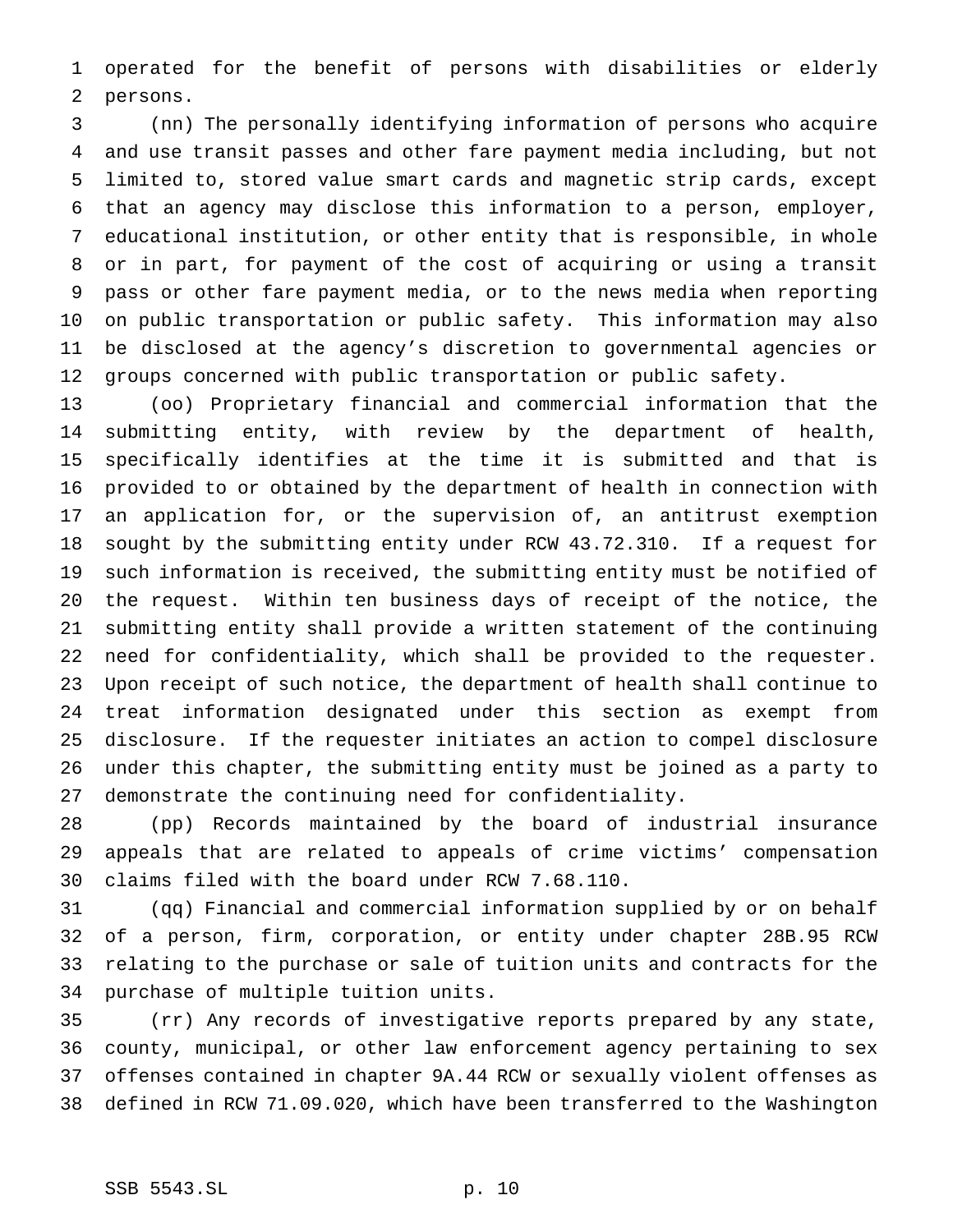operated for the benefit of persons with disabilities or elderly persons.

(nn) The personally identifying information of persons who acquire and use transit passes and other fare payment media including, but not limited to, stored value smart cards and magnetic strip cards, except that an agency may disclose this information to a person, employer, educational institution, or other entity that is responsible, in whole or in part, for payment of the cost of acquiring or using a transit pass or other fare payment media, or to the news media when reporting on public transportation or public safety. This information may also be disclosed at the agency's discretion to governmental agencies or groups concerned with public transportation or public safety.

(oo) Proprietary financial and commercial information that the submitting entity, with review by the department of health, specifically identifies at the time it is submitted and that is provided to or obtained by the department of health in connection with an application for, or the supervision of, an antitrust exemption sought by the submitting entity under RCW 43.72.310. If a request for such information is received, the submitting entity must be notified of the request. Within ten business days of receipt of the notice, the submitting entity shall provide a written statement of the continuing need for confidentiality, which shall be provided to the requester. Upon receipt of such notice, the department of health shall continue to treat information designated under this section as exempt from disclosure. If the requester initiates an action to compel disclosure under this chapter, the submitting entity must be joined as a party to demonstrate the continuing need for confidentiality.

(pp) Records maintained by the board of industrial insurance appeals that are related to appeals of crime victims' compensation claims filed with the board under RCW 7.68.110.

(qq) Financial and commercial information supplied by or on behalf of a person, firm, corporation, or entity under chapter 28B.95 RCW relating to the purchase or sale of tuition units and contracts for the purchase of multiple tuition units.

(rr) Any records of investigative reports prepared by any state, county, municipal, or other law enforcement agency pertaining to sex offenses contained in chapter 9A.44 RCW or sexually violent offenses as defined in RCW 71.09.020, which have been transferred to the Washington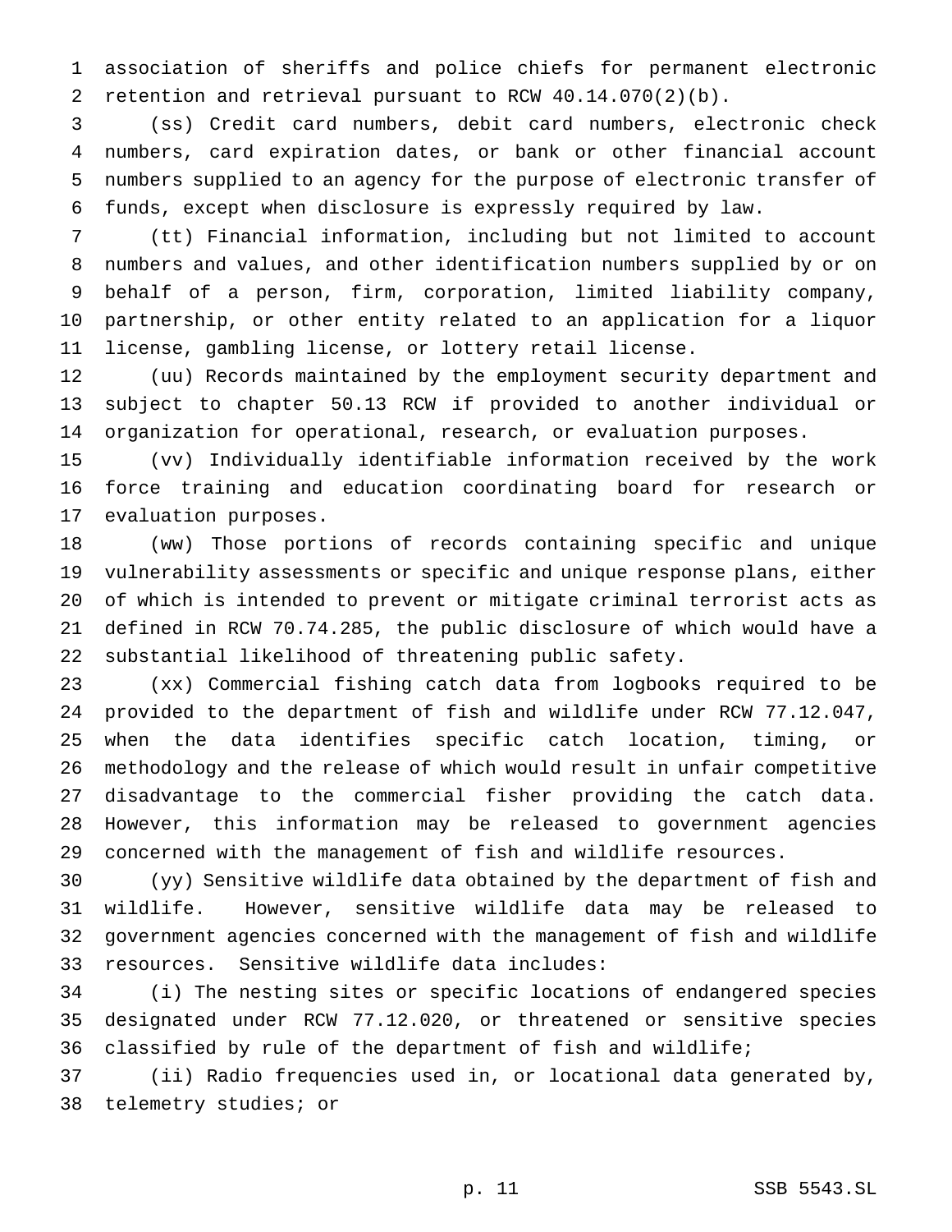association of sheriffs and police chiefs for permanent electronic retention and retrieval pursuant to RCW 40.14.070(2)(b).

(ss) Credit card numbers, debit card numbers, electronic check numbers, card expiration dates, or bank or other financial account numbers supplied to an agency for the purpose of electronic transfer of funds, except when disclosure is expressly required by law.

(tt) Financial information, including but not limited to account numbers and values, and other identification numbers supplied by or on behalf of a person, firm, corporation, limited liability company, partnership, or other entity related to an application for a liquor license, gambling license, or lottery retail license.

(uu) Records maintained by the employment security department and subject to chapter 50.13 RCW if provided to another individual or organization for operational, research, or evaluation purposes.

(vv) Individually identifiable information received by the work force training and education coordinating board for research or evaluation purposes.

(ww) Those portions of records containing specific and unique vulnerability assessments or specific and unique response plans, either of which is intended to prevent or mitigate criminal terrorist acts as defined in RCW 70.74.285, the public disclosure of which would have a substantial likelihood of threatening public safety.

(xx) Commercial fishing catch data from logbooks required to be provided to the department of fish and wildlife under RCW 77.12.047, when the data identifies specific catch location, timing, or methodology and the release of which would result in unfair competitive disadvantage to the commercial fisher providing the catch data. However, this information may be released to government agencies concerned with the management of fish and wildlife resources.

(yy) Sensitive wildlife data obtained by the department of fish and wildlife. However, sensitive wildlife data may be released to government agencies concerned with the management of fish and wildlife resources. Sensitive wildlife data includes:

(i) The nesting sites or specific locations of endangered species designated under RCW 77.12.020, or threatened or sensitive species classified by rule of the department of fish and wildlife;

(ii) Radio frequencies used in, or locational data generated by, telemetry studies; or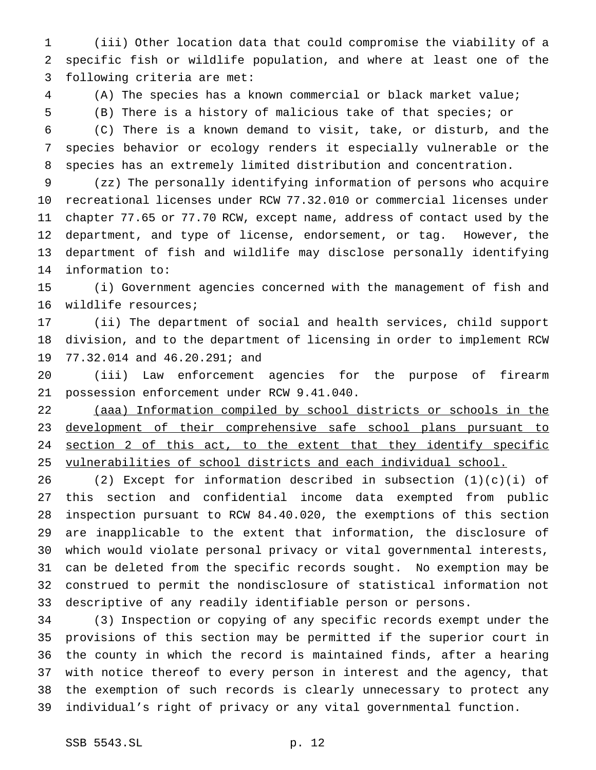(iii) Other location data that could compromise the viability of a specific fish or wildlife population, and where at least one of the following criteria are met:

(A) The species has a known commercial or black market value;

(B) There is a history of malicious take of that species; or

(C) There is a known demand to visit, take, or disturb, and the species behavior or ecology renders it especially vulnerable or the species has an extremely limited distribution and concentration.

(zz) The personally identifying information of persons who acquire recreational licenses under RCW 77.32.010 or commercial licenses under chapter 77.65 or 77.70 RCW, except name, address of contact used by the department, and type of license, endorsement, or tag. However, the department of fish and wildlife may disclose personally identifying information to:

(i) Government agencies concerned with the management of fish and wildlife resources;

(ii) The department of social and health services, child support division, and to the department of licensing in order to implement RCW 77.32.014 and 46.20.291; and

(iii) Law enforcement agencies for the purpose of firearm possession enforcement under RCW 9.41.040.

<u>(aaa) Information compiled by school districts or schools in the development of their comprehensive safe school plans pursuant to section 2 of this act, to the extent that they identify specific vulnerabilities of school districts and each individual school.</u>

(2) Except for information described in subsection (1)(c)(i) of this section and confidential income data exempted from public inspection pursuant to RCW 84.40.020, the exemptions of this section are inapplicable to the extent that information, the disclosure of which would violate personal privacy or vital governmental interests, can be deleted from the specific records sought. No exemption may be construed to permit the nondisclosure of statistical information not descriptive of any readily identifiable person or persons.

(3) Inspection or copying of any specific records exempt under the provisions of this section may be permitted if the superior court in the county in which the record is maintained finds, after a hearing with notice thereof to every person in interest and the agency, that the exemption of such records is clearly unnecessary to protect any individual's right of privacy or any vital governmental function.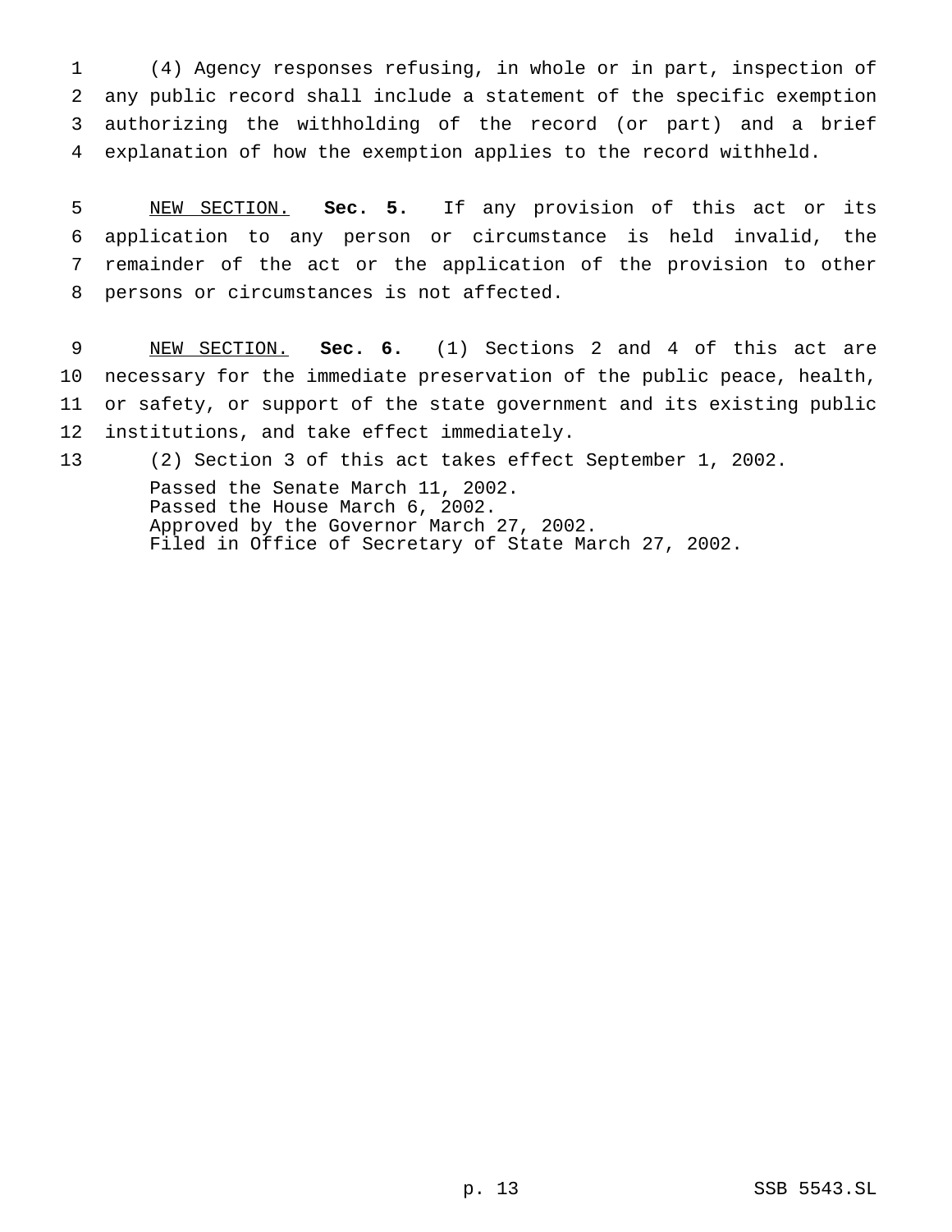(4) Agency responses refusing, in whole or in part, inspection of any public record shall include a statement of the specific exemption authorizing the withholding of the record (or part) and a brief explanation of how the exemption applies to the record withheld.

NEW SECTION. **Sec. 5.** If any provision of this act or its application to any person or circumstance is held invalid, the remainder of the act or the application of the provision to other persons or circumstances is not affected.

NEW SECTION. **Sec. 6.** (1) Sections 2 and 4 of this act are necessary for the immediate preservation of the public peace, health, or safety, or support of the state government and its existing public institutions, and take effect immediately.

(2) Section 3 of this act takes effect September 1, 2002.

Passed the Senate March 11, 2002.
Passed the House March 6, 2002.
Approved by the Governor March 27, 2002.
Filed in Office of Secretary of State March 27, 2002.